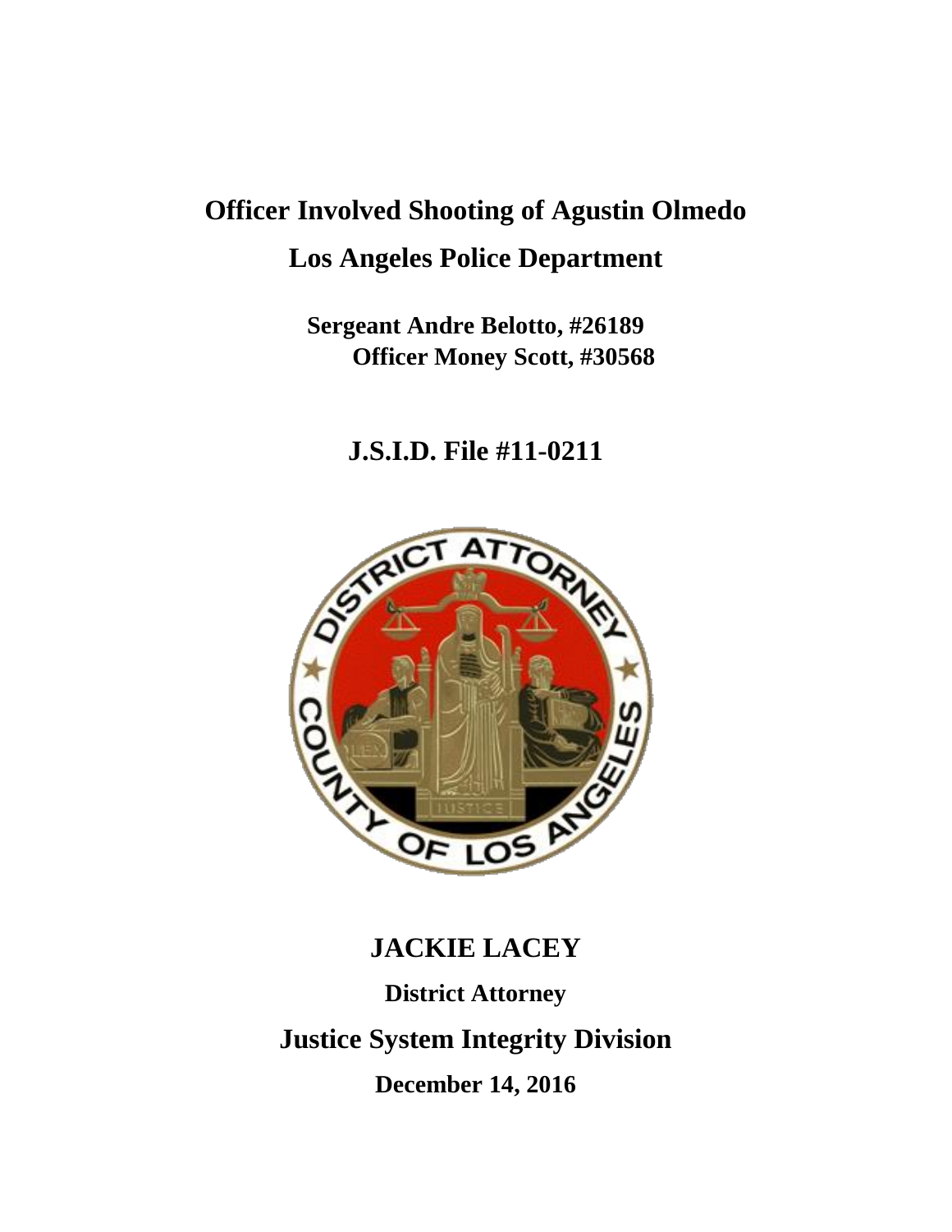# Officer Involved Shooting of Agustin Olmedo

## Los Angeles Police Department

**Sergeant Andre Belotto, #26189**
**Officer Money Scott, #30568**

## J.S.I.D. File #11-0211

## JACKIE LACEY

**District Attorney**

## Justice System Integrity Division

**December 14, 2016**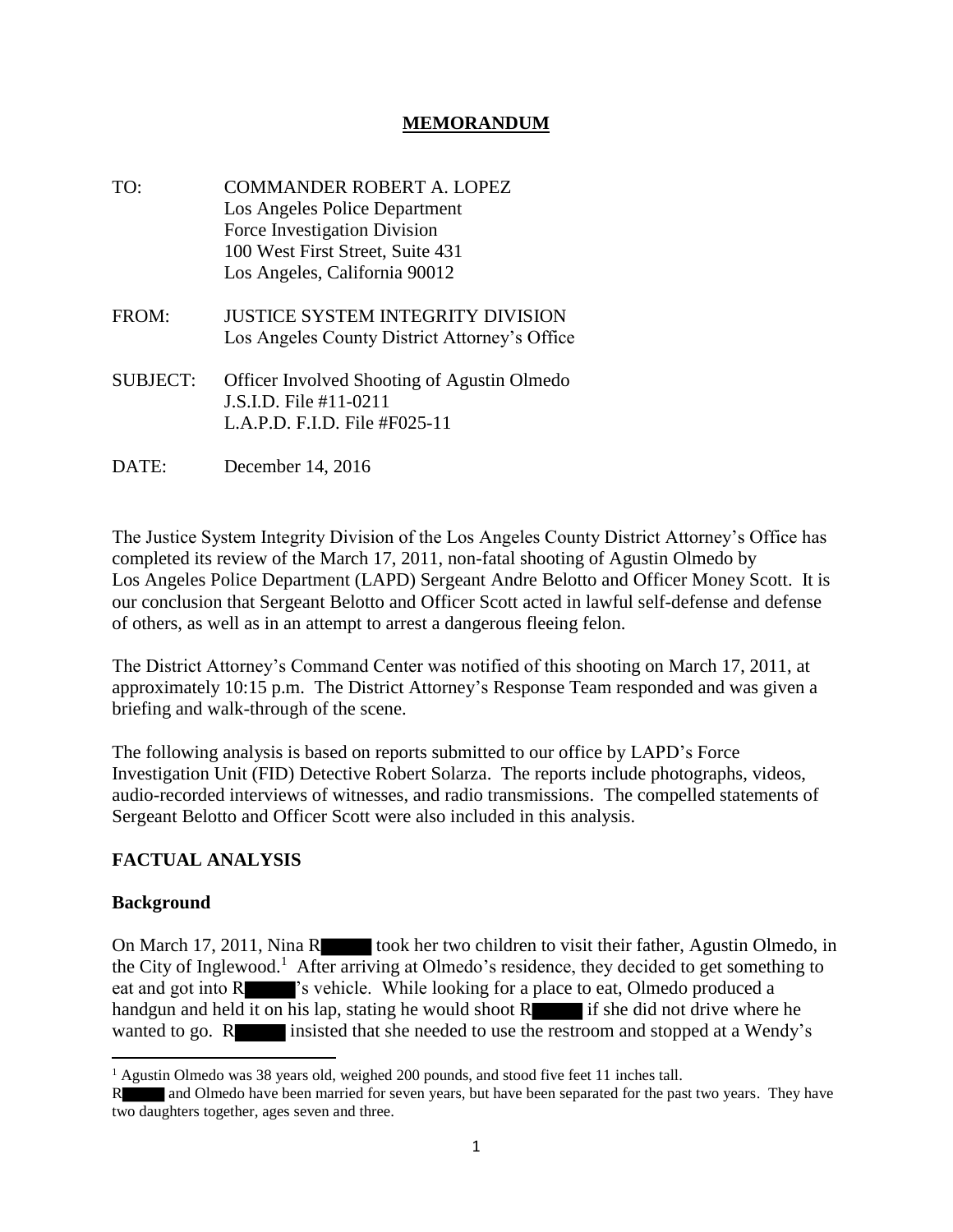# MEMORANDUM

TO: COMMANDER ROBERT A. LOPEZ
Los Angeles Police Department
Force Investigation Division
100 West First Street, Suite 431
Los Angeles, California 90012

FROM: JUSTICE SYSTEM INTEGRITY DIVISION
Los Angeles County District Attorney's Office

SUBJECT: Officer Involved Shooting of Agustin Olmedo
J.S.I.D. File #11-0211
L.A.P.D. F.I.D. File #F025-11

DATE: December 14, 2016

The Justice System Integrity Division of the Los Angeles County District Attorney's Office has completed its review of the March 17, 2011, non-fatal shooting of Agustin Olmedo by Los Angeles Police Department (LAPD) Sergeant Andre Belotto and Officer Money Scott. It is our conclusion that Sergeant Belotto and Officer Scott acted in lawful self-defense and defense of others, as well as in an attempt to arrest a dangerous fleeing felon.

The District Attorney's Command Center was notified of this shooting on March 17, 2011, at approximately 10:15 p.m. The District Attorney's Response Team responded and was given a briefing and walk-through of the scene.

The following analysis is based on reports submitted to our office by LAPD's Force Investigation Unit (FID) Detective Robert Solarza. The reports include photographs, videos, audio-recorded interviews of witnesses, and radio transmissions. The compelled statements of Sergeant Belotto and Officer Scott were also included in this analysis.

## FACTUAL ANALYSIS

### Background

On March 17, 2011, Nina R████ took her two children to visit their father, Agustin Olmedo, in the City of Inglewood.[1] After arriving at Olmedo's residence, they decided to get something to eat and got into R████'s vehicle. While looking for a place to eat, Olmedo produced a handgun and held it on his lap, stating he would shoot R████ if she did not drive where he wanted to go. R████ insisted that she needed to use the restroom and stopped at a Wendy's

---

[1] Agustin Olmedo was 38 years old, weighed 200 pounds, and stood five feet 11 inches tall.
R████ and Olmedo have been married for seven years, but have been separated for the past two years. They have two daughters together, ages seven and three.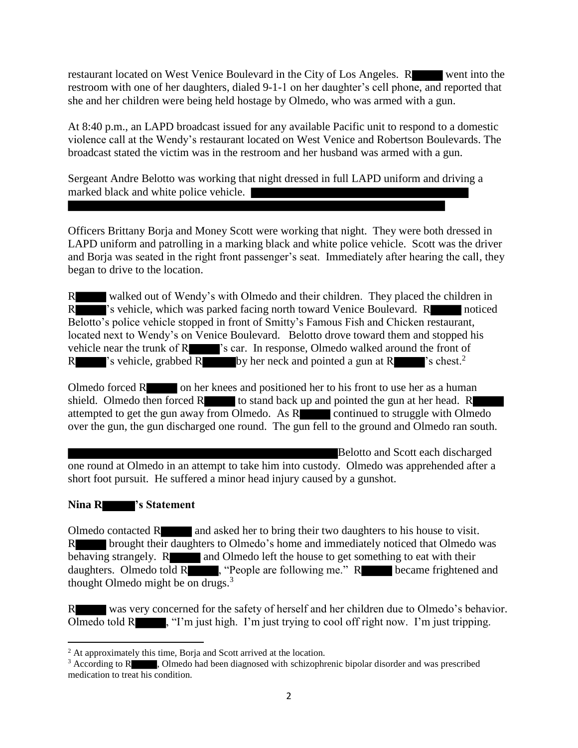restaurant located on West Venice Boulevard in the City of Los Angeles. R█████ went into the restroom with one of her daughters, dialed 9-1-1 on her daughter's cell phone, and reported that she and her children were being held hostage by Olmedo, who was armed with a gun.

At 8:40 p.m., an LAPD broadcast issued for any available Pacific unit to respond to a domestic violence call at the Wendy's restaurant located on West Venice and Robertson Boulevards. The broadcast stated the victim was in the restroom and her husband was armed with a gun.

Sergeant Andre Belotto was working that night dressed in full LAPD uniform and driving a marked black and white police vehicle. ████████████████████████████████████████████████████████████████████████████

Officers Brittany Borja and Money Scott were working that night. They were both dressed in LAPD uniform and patrolling in a marking black and white police vehicle. Scott was the driver and Borja was seated in the right front passenger's seat. Immediately after hearing the call, they began to drive to the location.

R█████ walked out of Wendy's with Olmedo and their children. They placed the children in R█████'s vehicle, which was parked facing north toward Venice Boulevard. R█████ noticed Belotto's police vehicle stopped in front of Smitty's Famous Fish and Chicken restaurant, located next to Wendy's on Venice Boulevard. Belotto drove toward them and stopped his vehicle near the trunk of R█████'s car. In response, Olmedo walked around the front of R█████'s vehicle, grabbed R█████ by her neck and pointed a gun at R█████'s chest.[2]

Olmedo forced R█████ on her knees and positioned her to his front to use her as a human shield. Olmedo then forced R█████ to stand back up and pointed the gun at her head. R█████ attempted to get the gun away from Olmedo. As R█████ continued to struggle with Olmedo over the gun, the gun discharged one round. The gun fell to the ground and Olmedo ran south.

██████████████████████████████████████████████ Belotto and Scott each discharged one round at Olmedo in an attempt to take him into custody. Olmedo was apprehended after a short foot pursuit. He suffered a minor head injury caused by a gunshot.

**Nina R█████'s Statement**

Olmedo contacted R█████ and asked her to bring their two daughters to his house to visit. R█████ brought their daughters to Olmedo's home and immediately noticed that Olmedo was behaving strangely. R█████ and Olmedo left the house to get something to eat with their daughters. Olmedo told R█████, "People are following me." R█████ became frightened and thought Olmedo might be on drugs.[3]

R█████ was very concerned for the safety of herself and her children due to Olmedo's behavior. Olmedo told R█████, "I'm just high. I'm just trying to cool off right now. I'm just tripping.

---

[2] At approximately this time, Borja and Scott arrived at the location.

[3] According to R█████, Olmedo had been diagnosed with schizophrenic bipolar disorder and was prescribed medication to treat his condition.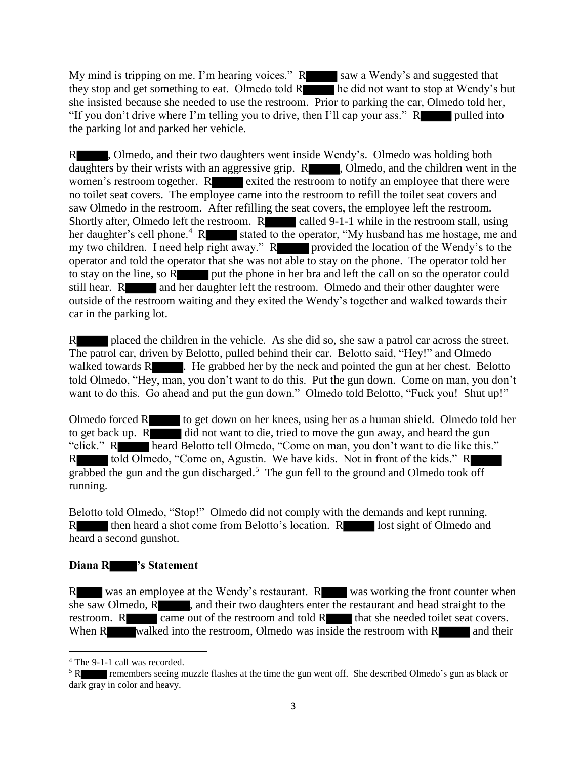My mind is tripping on me. I'm hearing voices." R█████ saw a Wendy's and suggested that they stop and get something to eat. Olmedo told R█████ he did not want to stop at Wendy's but she insisted because she needed to use the restroom. Prior to parking the car, Olmedo told her, "If you don't drive where I'm telling you to drive, then I'll cap your ass." R█████ pulled into the parking lot and parked her vehicle.

R█████, Olmedo, and their two daughters went inside Wendy's. Olmedo was holding both daughters by their wrists with an aggressive grip. R█████, Olmedo, and the children went in the women's restroom together. R█████ exited the restroom to notify an employee that there were no toilet seat covers. The employee came into the restroom to refill the toilet seat covers and saw Olmedo in the restroom. After refilling the seat covers, the employee left the restroom. Shortly after, Olmedo left the restroom. R█████ called 9-1-1 while in the restroom stall, using her daughter's cell phone.[4] R█████ stated to the operator, "My husband has me hostage, me and my two children. I need help right away." R█████ provided the location of the Wendy's to the operator and told the operator that she was not able to stay on the phone. The operator told her to stay on the line, so R█████ put the phone in her bra and left the call on so the operator could still hear. R█████ and her daughter left the restroom. Olmedo and their other daughter were outside of the restroom waiting and they exited the Wendy's together and walked towards their car in the parking lot.

R█████ placed the children in the vehicle. As she did so, she saw a patrol car across the street. The patrol car, driven by Belotto, pulled behind their car. Belotto said, "Hey!" and Olmedo walked towards R█████. He grabbed her by the neck and pointed the gun at her chest. Belotto told Olmedo, "Hey, man, you don't want to do this. Put the gun down. Come on man, you don't want to do this. Go ahead and put the gun down." Olmedo told Belotto, "Fuck you! Shut up!"

Olmedo forced R█████ to get down on her knees, using her as a human shield. Olmedo told her to get back up. R█████ did not want to die, tried to move the gun away, and heard the gun "click." R█████ heard Belotto tell Olmedo, "Come on man, you don't want to die like this." R█████ told Olmedo, "Come on, Agustin. We have kids. Not in front of the kids." R█████ grabbed the gun and the gun discharged.[5] The gun fell to the ground and Olmedo took off running.

Belotto told Olmedo, "Stop!" Olmedo did not comply with the demands and kept running. R█████ then heard a shot come from Belotto's location. R█████ lost sight of Olmedo and heard a second gunshot.

**Diana R█████'s Statement**

R█████ was an employee at the Wendy's restaurant. R█████ was working the front counter when she saw Olmedo, R█████, and their two daughters enter the restaurant and head straight to the restroom. R█████ came out of the restroom and told R█████ that she needed toilet seat covers. When R█████ walked into the restroom, Olmedo was inside the restroom with R█████ and their

---

[4] The 9-1-1 call was recorded.

[5] R█████ remembers seeing muzzle flashes at the time the gun went off. She described Olmedo's gun as black or dark gray in color and heavy.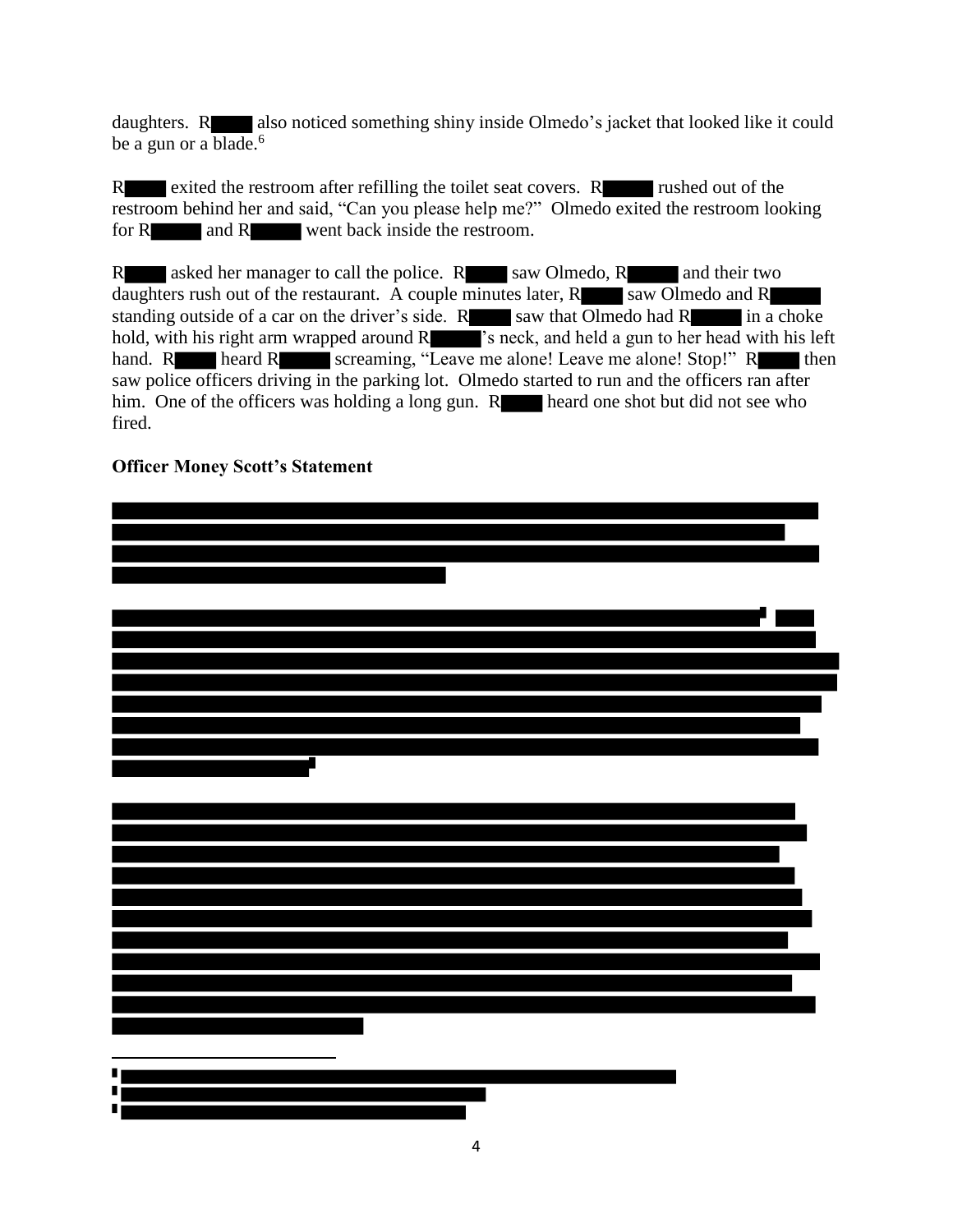daughters. R█████ also noticed something shiny inside Olmedo's jacket that looked like it could be a gun or a blade.[6]

R█████ exited the restroom after refilling the toilet seat covers. R█████ rushed out of the restroom behind her and said, "Can you please help me?" Olmedo exited the restroom looking for R█████ and R█████ went back inside the restroom.

R█████ asked her manager to call the police. R█████ saw Olmedo, R█████ and their two daughters rush out of the restaurant. A couple minutes later, R█████ saw Olmedo and R█████ standing outside of a car on the driver's side. R█████ saw that Olmedo had R█████ in a choke hold, with his right arm wrapped around R█████'s neck, and held a gun to her head with his left hand. R█████ heard R█████ screaming, "Leave me alone! Leave me alone! Stop!" R█████ then saw police officers driving in the parking lot. Olmedo started to run and the officers ran after him. One of the officers was holding a long gun. R█████ heard one shot but did not see who fired.

**Officer Money Scott's Statement**

████████████████████████████████████████

████████████████████████████████████████

████████████████████████████████████████

---

█ ████████████████████████████

█ ████████████████████

█ ███████████████████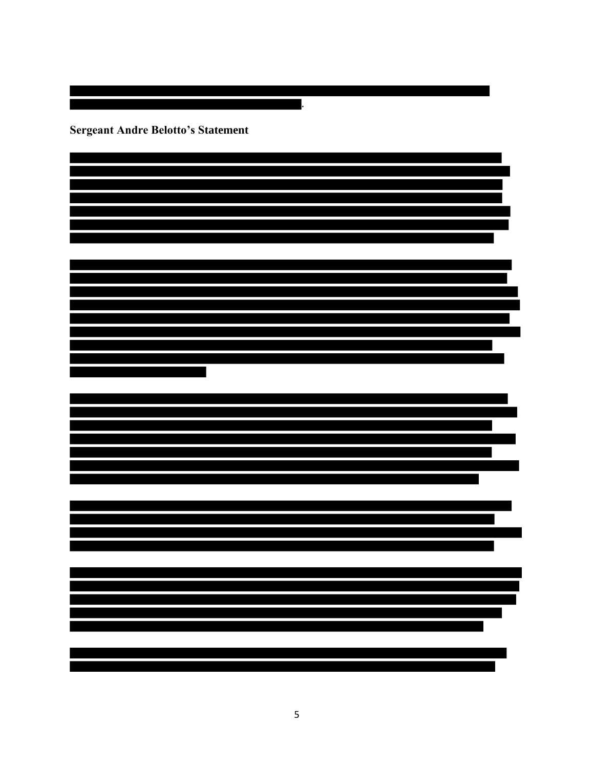**Sergeant Andre Belotto's Statement**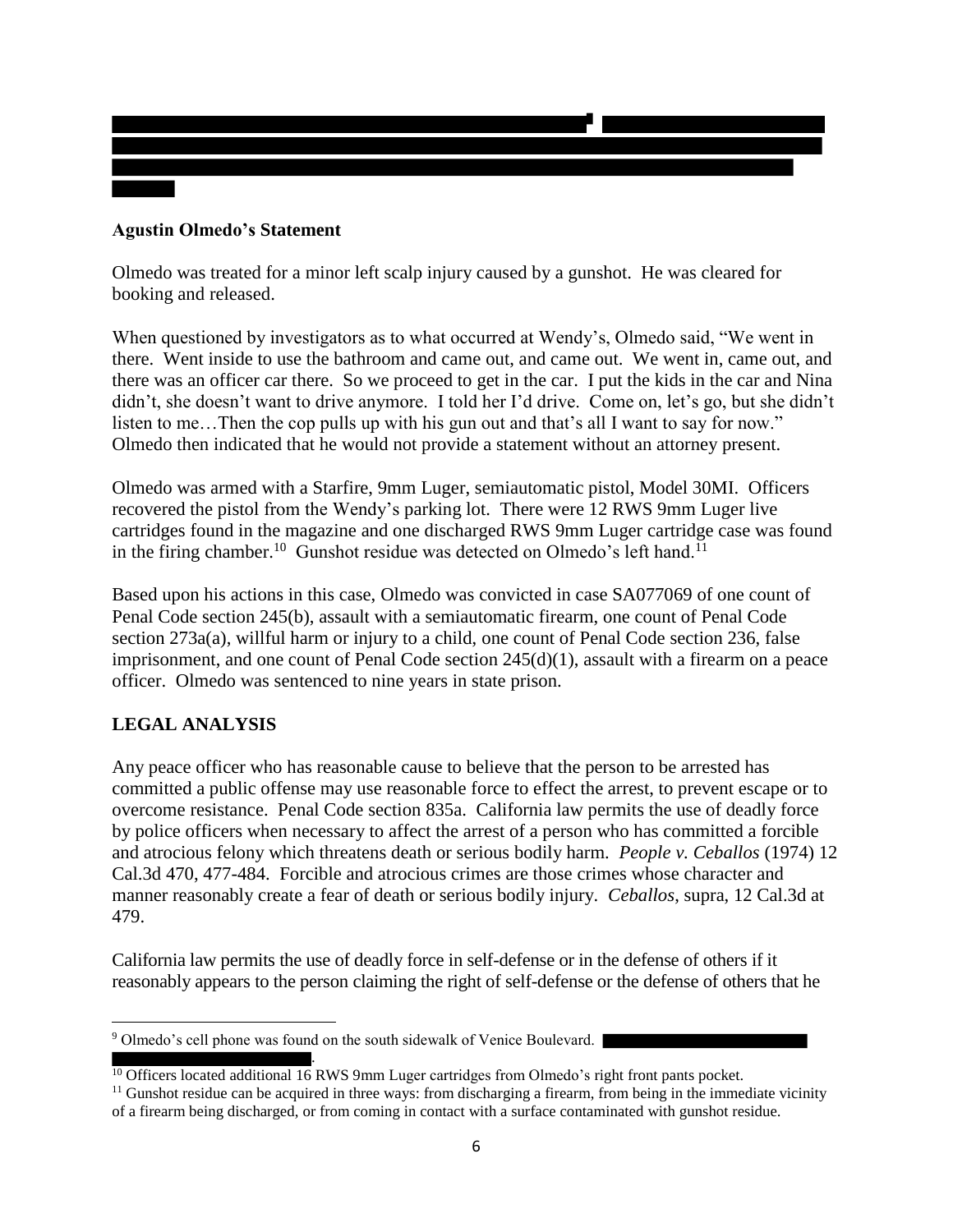## Agustin Olmedo's Statement

Olmedo was treated for a minor left scalp injury caused by a gunshot. He was cleared for booking and released.

When questioned by investigators as to what occurred at Wendy's, Olmedo said, "We went in there. Went inside to use the bathroom and came out, and came out. We went in, came out, and there was an officer car there. So we proceed to get in the car. I put the kids in the car and Nina didn't, she doesn't want to drive anymore. I told her I'd drive. Come on, let's go, but she didn't listen to me…Then the cop pulls up with his gun out and that's all I want to say for now." Olmedo then indicated that he would not provide a statement without an attorney present.

Olmedo was armed with a Starfire, 9mm Luger, semiautomatic pistol, Model 30MI. Officers recovered the pistol from the Wendy's parking lot. There were 12 RWS 9mm Luger live cartridges found in the magazine and one discharged RWS 9mm Luger cartridge case was found in the firing chamber.[10] Gunshot residue was detected on Olmedo's left hand.[11]

Based upon his actions in this case, Olmedo was convicted in case SA077069 of one count of Penal Code section 245(b), assault with a semiautomatic firearm, one count of Penal Code section 273a(a), willful harm or injury to a child, one count of Penal Code section 236, false imprisonment, and one count of Penal Code section 245(d)(1), assault with a firearm on a peace officer. Olmedo was sentenced to nine years in state prison.

## LEGAL ANALYSIS

Any peace officer who has reasonable cause to believe that the person to be arrested has committed a public offense may use reasonable force to effect the arrest, to prevent escape or to overcome resistance. Penal Code section 835a. California law permits the use of deadly force by police officers when necessary to affect the arrest of a person who has committed a forcible and atrocious felony which threatens death or serious bodily harm. *People v. Ceballos* (1974) 12 Cal.3d 470, 477-484. Forcible and atrocious crimes are those crimes whose character and manner reasonably create a fear of death or serious bodily injury. *Ceballos*, supra, 12 Cal.3d at 479.

California law permits the use of deadly force in self-defense or in the defense of others if it reasonably appears to the person claiming the right of self-defense or the defense of others that he

---

[9] Olmedo's cell phone was found on the south sidewalk of Venice Boulevard.

[10] Officers located additional 16 RWS 9mm Luger cartridges from Olmedo's right front pants pocket.

[11] Gunshot residue can be acquired in three ways: from discharging a firearm, from being in the immediate vicinity of a firearm being discharged, or from coming in contact with a surface contaminated with gunshot residue.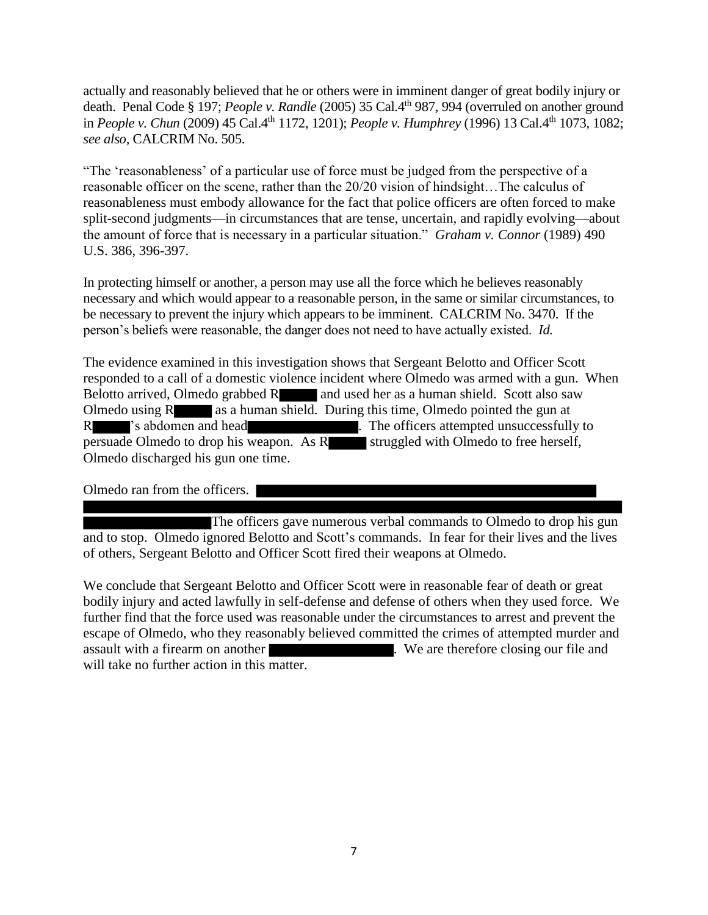actually and reasonably believed that he or others were in imminent danger of great bodily injury or death. Penal Code § 197; *People v. Randle* (2005) 35 Cal.4th 987, 994 (overruled on another ground in *People v. Chun* (2009) 45 Cal.4th 1172, 1201); *People v. Humphrey* (1996) 13 Cal.4th 1073, 1082; *see also*, CALCRIM No. 505.

"The 'reasonableness' of a particular use of force must be judged from the perspective of a reasonable officer on the scene, rather than the 20/20 vision of hindsight…The calculus of reasonableness must embody allowance for the fact that police officers are often forced to make split-second judgments—in circumstances that are tense, uncertain, and rapidly evolving—about the amount of force that is necessary in a particular situation." *Graham v. Connor* (1989) 490 U.S. 386, 396-397.

In protecting himself or another, a person may use all the force which he believes reasonably necessary and which would appear to a reasonable person, in the same or similar circumstances, to be necessary to prevent the injury which appears to be imminent. CALCRIM No. 3470. If the person's beliefs were reasonable, the danger does not need to have actually existed. *Id.*

The evidence examined in this investigation shows that Sergeant Belotto and Officer Scott responded to a call of a domestic violence incident where Olmedo was armed with a gun. When Belotto arrived, Olmedo grabbed R[REDACTED] and used her as a human shield. Scott also saw Olmedo using R[REDACTED] as a human shield. During this time, Olmedo pointed the gun at R[REDACTED]'s abdomen and head [REDACTED]. The officers attempted unsuccessfully to persuade Olmedo to drop his weapon. As R[REDACTED] struggled with Olmedo to free herself, Olmedo discharged his gun one time.

Olmedo ran from the officers. [REDACTED] The officers gave numerous verbal commands to Olmedo to drop his gun and to stop. Olmedo ignored Belotto and Scott's commands. In fear for their lives and the lives of others, Sergeant Belotto and Officer Scott fired their weapons at Olmedo.

We conclude that Sergeant Belotto and Officer Scott were in reasonable fear of death or great bodily injury and acted lawfully in self-defense and defense of others when they used force. We further find that the force used was reasonable under the circumstances to arrest and prevent the escape of Olmedo, who they reasonably believed committed the crimes of attempted murder and assault with a firearm on another [REDACTED]. We are therefore closing our file and will take no further action in this matter.